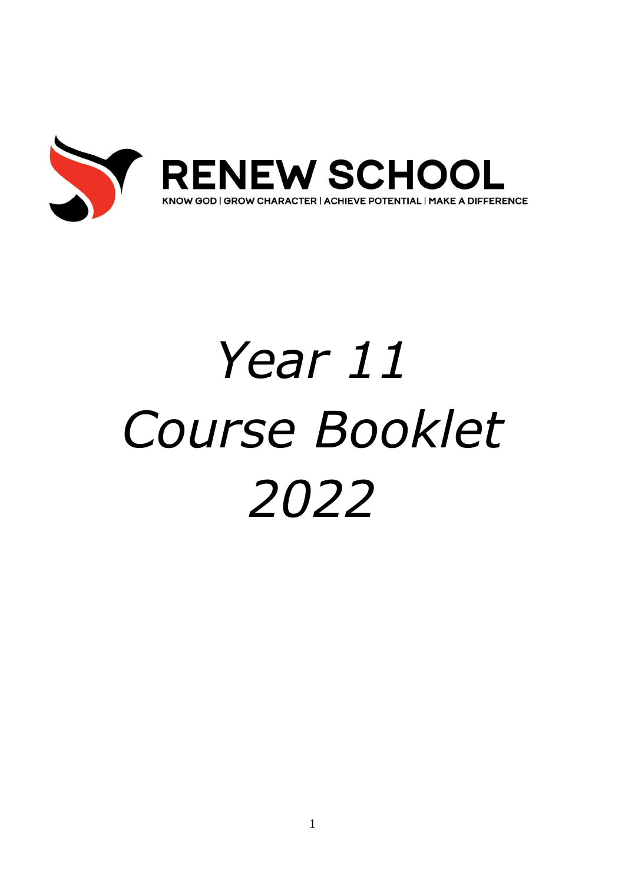RENEW SCHOOL

KNOW GOD | GROW CHARACTER | ACHIEVE POTENTIAL | MAKE A DIFFERENCE

# *Year 11 Course Booklet 2022*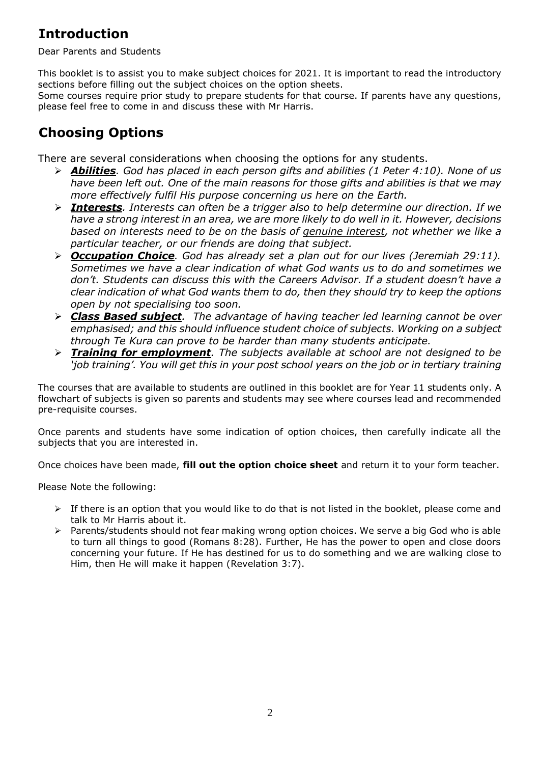## Introduction

Dear Parents and Students

This booklet is to assist you to make subject choices for 2021. It is important to read the introductory sections before filling out the subject choices on the option sheets.
Some courses require prior study to prepare students for that course. If parents have any questions, please feel free to come in and discuss these with Mr Harris.

## Choosing Options

There are several considerations when choosing the options for any students.

- ***Abilities***. *God has placed in each person gifts and abilities (1 Peter 4:10). None of us have been left out. One of the main reasons for those gifts and abilities is that we may more effectively fulfil His purpose concerning us here on the Earth.*
- ***Interests***. *Interests can often be a trigger also to help determine our direction. If we have a strong interest in an area, we are more likely to do well in it. However, decisions based on interests need to be on the basis of genuine interest, not whether we like a particular teacher, or our friends are doing that subject.*
- ***Occupation Choice***. *God has already set a plan out for our lives (Jeremiah 29:11). Sometimes we have a clear indication of what God wants us to do and sometimes we don't. Students can discuss this with the Careers Advisor. If a student doesn't have a clear indication of what God wants them to do, then they should try to keep the options open by not specialising too soon.*
- ***Class Based subject***. *The advantage of having teacher led learning cannot be over emphasised; and this should influence student choice of subjects. Working on a subject through Te Kura can prove to be harder than many students anticipate.*
- ***Training for employment***. *The subjects available at school are not designed to be 'job training'. You will get this in your post school years on the job or in tertiary training*

The courses that are available to students are outlined in this booklet are for Year 11 students only. A flowchart of subjects is given so parents and students may see where courses lead and recommended pre-requisite courses.

Once parents and students have some indication of option choices, then carefully indicate all the subjects that you are interested in.

Once choices have been made, **fill out the option choice sheet** and return it to your form teacher.

Please Note the following:

- If there is an option that you would like to do that is not listed in the booklet, please come and talk to Mr Harris about it.
- Parents/students should not fear making wrong option choices. We serve a big God who is able to turn all things to good (Romans 8:28). Further, He has the power to open and close doors concerning your future. If He has destined for us to do something and we are walking close to Him, then He will make it happen (Revelation 3:7).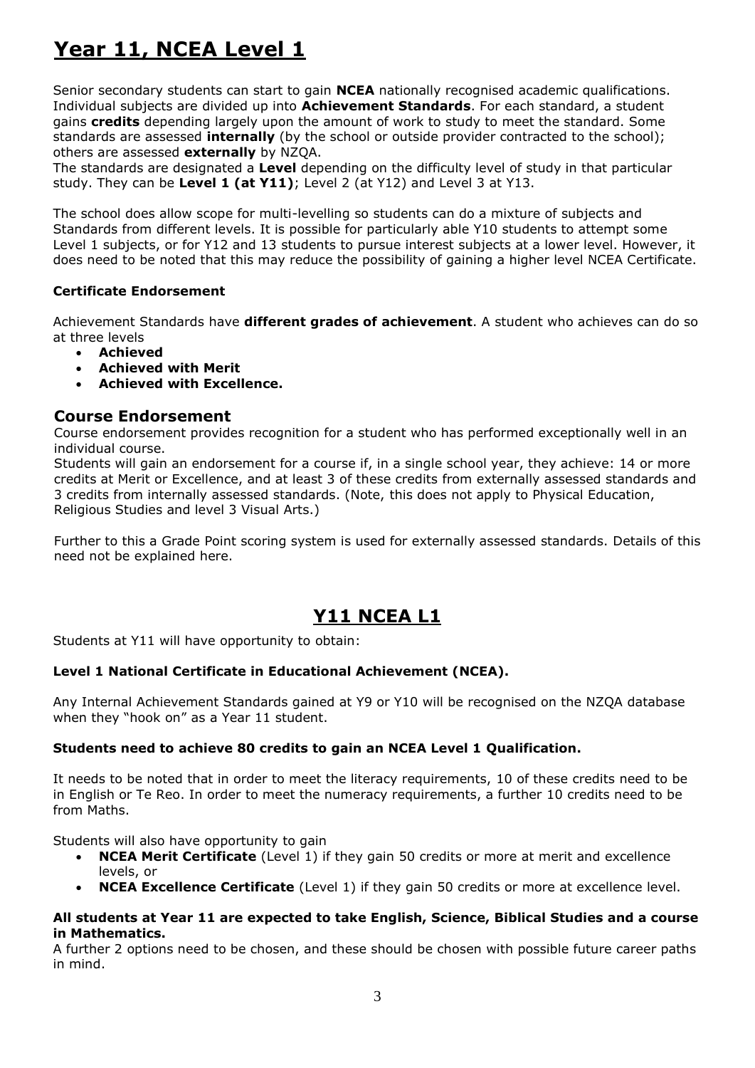# Year 11, NCEA Level 1

Senior secondary students can start to gain **NCEA** nationally recognised academic qualifications. Individual subjects are divided up into **Achievement Standards**. For each standard, a student gains **credits** depending largely upon the amount of work to study to meet the standard. Some standards are assessed **internally** (by the school or outside provider contracted to the school); others are assessed **externally** by NZQA.
The standards are designated a **Level** depending on the difficulty level of study in that particular study. They can be **Level 1 (at Y11)**; Level 2 (at Y12) and Level 3 at Y13.

The school does allow scope for multi-levelling so students can do a mixture of subjects and Standards from different levels. It is possible for particularly able Y10 students to attempt some Level 1 subjects, or for Y12 and 13 students to pursue interest subjects at a lower level. However, it does need to be noted that this may reduce the possibility of gaining a higher level NCEA Certificate.

#### Certificate Endorsement

Achievement Standards have **different grades of achievement**. A student who achieves can do so at three levels

- **Achieved**
- **Achieved with Merit**
- **Achieved with Excellence.**

### Course Endorsement

Course endorsement provides recognition for a student who has performed exceptionally well in an individual course.
Students will gain an endorsement for a course if, in a single school year, they achieve: 14 or more credits at Merit or Excellence, and at least 3 of these credits from externally assessed standards and 3 credits from internally assessed standards. (Note, this does not apply to Physical Education, Religious Studies and level 3 Visual Arts.)

Further to this a Grade Point scoring system is used for externally assessed standards. Details of this need not be explained here.

## Y11 NCEA L1

Students at Y11 will have opportunity to obtain:

**Level 1 National Certificate in Educational Achievement (NCEA).**

Any Internal Achievement Standards gained at Y9 or Y10 will be recognised on the NZQA database when they "hook on" as a Year 11 student.

**Students need to achieve 80 credits to gain an NCEA Level 1 Qualification.**

It needs to be noted that in order to meet the literacy requirements, 10 of these credits need to be in English or Te Reo. In order to meet the numeracy requirements, a further 10 credits need to be from Maths.

Students will also have opportunity to gain

- **NCEA Merit Certificate** (Level 1) if they gain 50 credits or more at merit and excellence levels, or
- **NCEA Excellence Certificate** (Level 1) if they gain 50 credits or more at excellence level.

**All students at Year 11 are expected to take English, Science, Biblical Studies and a course in Mathematics.**
A further 2 options need to be chosen, and these should be chosen with possible future career paths in mind.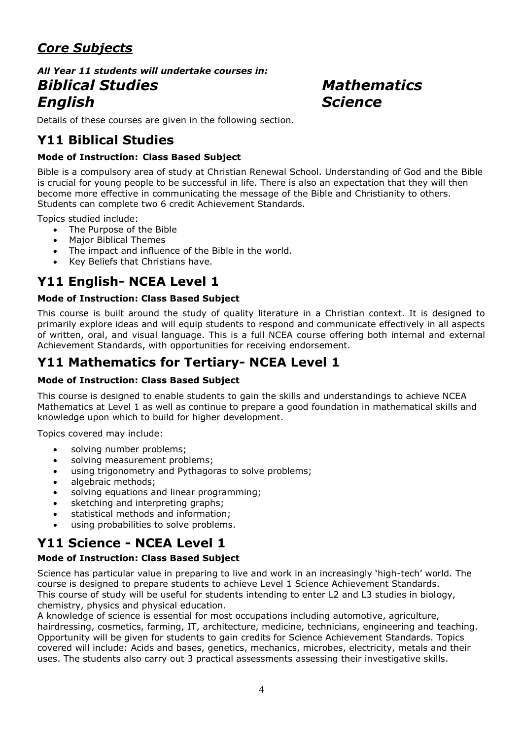## *Core Subjects*

***All Year 11 students will undertake courses in:***

***Biblical Studies***

***English***

***Mathematics***

***Science***

Details of these courses are given in the following section.

## Y11 Biblical Studies

**Mode of Instruction: Class Based Subject**

Bible is a compulsory area of study at Christian Renewal School. Understanding of God and the Bible is crucial for young people to be successful in life. There is also an expectation that they will then become more effective in communicating the message of the Bible and Christianity to others. Students can complete two 6 credit Achievement Standards.

Topics studied include:

- The Purpose of the Bible
- Major Biblical Themes
- The impact and influence of the Bible in the world.
- Key Beliefs that Christians have.

## Y11 English- NCEA Level 1

**Mode of Instruction: Class Based Subject**

This course is built around the study of quality literature in a Christian context. It is designed to primarily explore ideas and will equip students to respond and communicate effectively in all aspects of written, oral, and visual language. This is a full NCEA course offering both internal and external Achievement Standards, with opportunities for receiving endorsement.

## Y11 Mathematics for Tertiary- NCEA Level 1

**Mode of Instruction: Class Based Subject**

This course is designed to enable students to gain the skills and understandings to achieve NCEA Mathematics at Level 1 as well as continue to prepare a good foundation in mathematical skills and knowledge upon which to build for higher development.

Topics covered may include:

- solving number problems;
- solving measurement problems;
- using trigonometry and Pythagoras to solve problems;
- algebraic methods;
- solving equations and linear programming;
- sketching and interpreting graphs;
- statistical methods and information;
- using probabilities to solve problems.

## Y11 Science - NCEA Level 1

**Mode of Instruction: Class Based Subject**

Science has particular value in preparing to live and work in an increasingly 'high-tech' world. The course is designed to prepare students to achieve Level 1 Science Achievement Standards.
This course of study will be useful for students intending to enter L2 and L3 studies in biology, chemistry, physics and physical education.
A knowledge of science is essential for most occupations including automotive, agriculture, hairdressing, cosmetics, farming, IT, architecture, medicine, technicians, engineering and teaching. Opportunity will be given for students to gain credits for Science Achievement Standards. Topics covered will include: Acids and bases, genetics, mechanics, microbes, electricity, metals and their uses. The students also carry out 3 practical assessments assessing their investigative skills.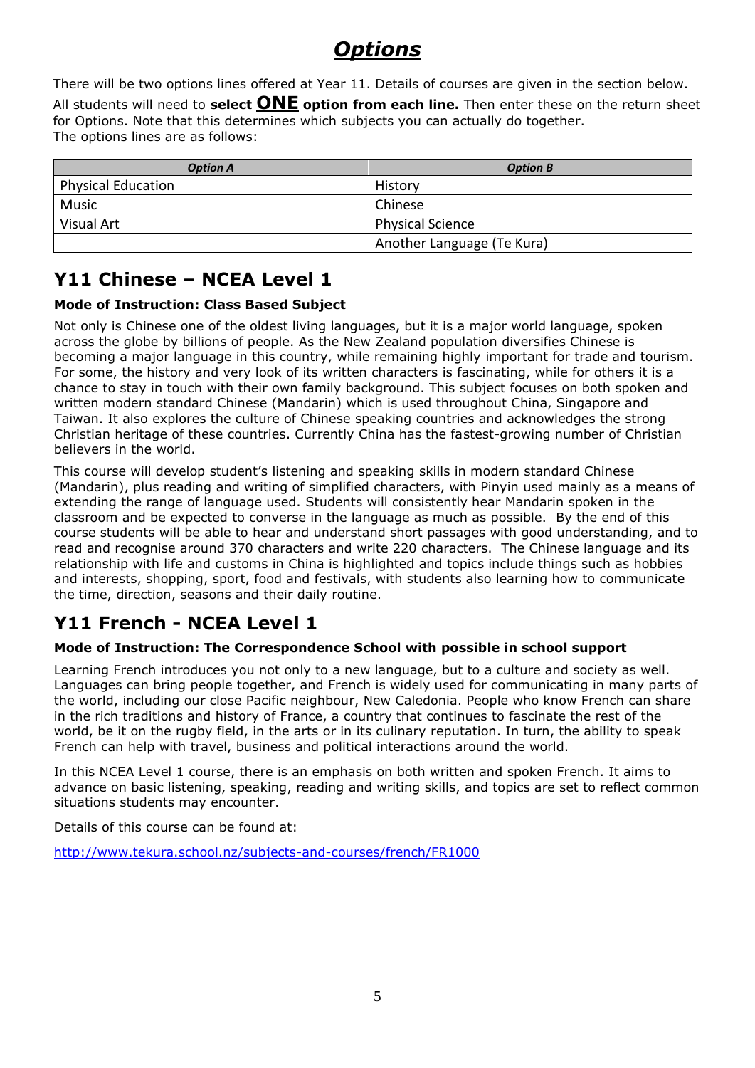# ***Options***

There will be two options lines offered at Year 11. Details of courses are given in the section below.

All students will need to **select ONE option from each line.** Then enter these on the return sheet for Options. Note that this determines which subjects you can actually do together.
The options lines are as follows:

| ***Option A*** | ***Option B*** |
|---|---|
| Physical Education | History |
| Music | Chinese |
| Visual Art | Physical Science |
| | Another Language (Te Kura) |

## Y11 Chinese – NCEA Level 1

**Mode of Instruction: Class Based Subject**

Not only is Chinese one of the oldest living languages, but it is a major world language, spoken across the globe by billions of people. As the New Zealand population diversifies Chinese is becoming a major language in this country, while remaining highly important for trade and tourism. For some, the history and very look of its written characters is fascinating, while for others it is a chance to stay in touch with their own family background. This subject focuses on both spoken and written modern standard Chinese (Mandarin) which is used throughout China, Singapore and Taiwan. It also explores the culture of Chinese speaking countries and acknowledges the strong Christian heritage of these countries. Currently China has the fastest-growing number of Christian believers in the world.

This course will develop student's listening and speaking skills in modern standard Chinese (Mandarin), plus reading and writing of simplified characters, with Pinyin used mainly as a means of extending the range of language used. Students will consistently hear Mandarin spoken in the classroom and be expected to converse in the language as much as possible. By the end of this course students will be able to hear and understand short passages with good understanding, and to read and recognise around 370 characters and write 220 characters. The Chinese language and its relationship with life and customs in China is highlighted and topics include things such as hobbies and interests, shopping, sport, food and festivals, with students also learning how to communicate the time, direction, seasons and their daily routine.

## Y11 French - NCEA Level 1

**Mode of Instruction: The Correspondence School with possible in school support**

Learning French introduces you not only to a new language, but to a culture and society as well. Languages can bring people together, and French is widely used for communicating in many parts of the world, including our close Pacific neighbour, New Caledonia. People who know French can share in the rich traditions and history of France, a country that continues to fascinate the rest of the world, be it on the rugby field, in the arts or in its culinary reputation. In turn, the ability to speak French can help with travel, business and political interactions around the world.

In this NCEA Level 1 course, there is an emphasis on both written and spoken French. It aims to advance on basic listening, speaking, reading and writing skills, and topics are set to reflect common situations students may encounter.

Details of this course can be found at:

http://www.tekura.school.nz/subjects-and-courses/french/FR1000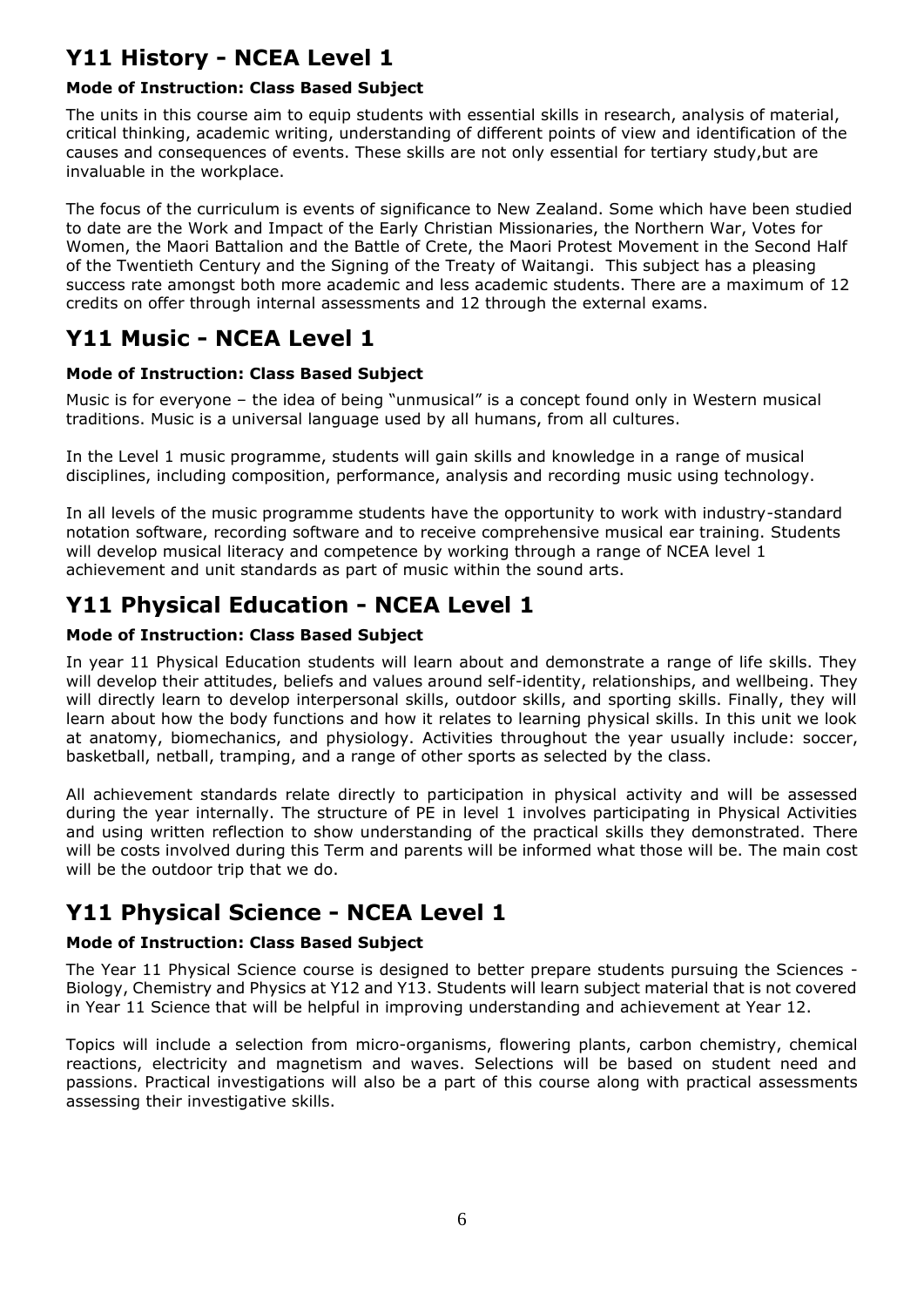## Y11 History - NCEA Level 1

**Mode of Instruction: Class Based Subject**

The units in this course aim to equip students with essential skills in research, analysis of material, critical thinking, academic writing, understanding of different points of view and identification of the causes and consequences of events. These skills are not only essential for tertiary study,but are invaluable in the workplace.

The focus of the curriculum is events of significance to New Zealand. Some which have been studied to date are the Work and Impact of the Early Christian Missionaries, the Northern War, Votes for Women, the Maori Battalion and the Battle of Crete, the Maori Protest Movement in the Second Half of the Twentieth Century and the Signing of the Treaty of Waitangi. This subject has a pleasing success rate amongst both more academic and less academic students. There are a maximum of 12 credits on offer through internal assessments and 12 through the external exams.

## Y11 Music - NCEA Level 1

**Mode of Instruction: Class Based Subject**

Music is for everyone – the idea of being "unmusical" is a concept found only in Western musical traditions. Music is a universal language used by all humans, from all cultures.

In the Level 1 music programme, students will gain skills and knowledge in a range of musical disciplines, including composition, performance, analysis and recording music using technology.

In all levels of the music programme students have the opportunity to work with industry-standard notation software, recording software and to receive comprehensive musical ear training. Students will develop musical literacy and competence by working through a range of NCEA level 1 achievement and unit standards as part of music within the sound arts.

## Y11 Physical Education - NCEA Level 1

**Mode of Instruction: Class Based Subject**

In year 11 Physical Education students will learn about and demonstrate a range of life skills. They will develop their attitudes, beliefs and values around self-identity, relationships, and wellbeing. They will directly learn to develop interpersonal skills, outdoor skills, and sporting skills. Finally, they will learn about how the body functions and how it relates to learning physical skills. In this unit we look at anatomy, biomechanics, and physiology. Activities throughout the year usually include: soccer, basketball, netball, tramping, and a range of other sports as selected by the class.

All achievement standards relate directly to participation in physical activity and will be assessed during the year internally. The structure of PE in level 1 involves participating in Physical Activities and using written reflection to show understanding of the practical skills they demonstrated. There will be costs involved during this Term and parents will be informed what those will be. The main cost will be the outdoor trip that we do.

## Y11 Physical Science - NCEA Level 1

**Mode of Instruction: Class Based Subject**

The Year 11 Physical Science course is designed to better prepare students pursuing the Sciences - Biology, Chemistry and Physics at Y12 and Y13. Students will learn subject material that is not covered in Year 11 Science that will be helpful in improving understanding and achievement at Year 12.

Topics will include a selection from micro-organisms, flowering plants, carbon chemistry, chemical reactions, electricity and magnetism and waves. Selections will be based on student need and passions. Practical investigations will also be a part of this course along with practical assessments assessing their investigative skills.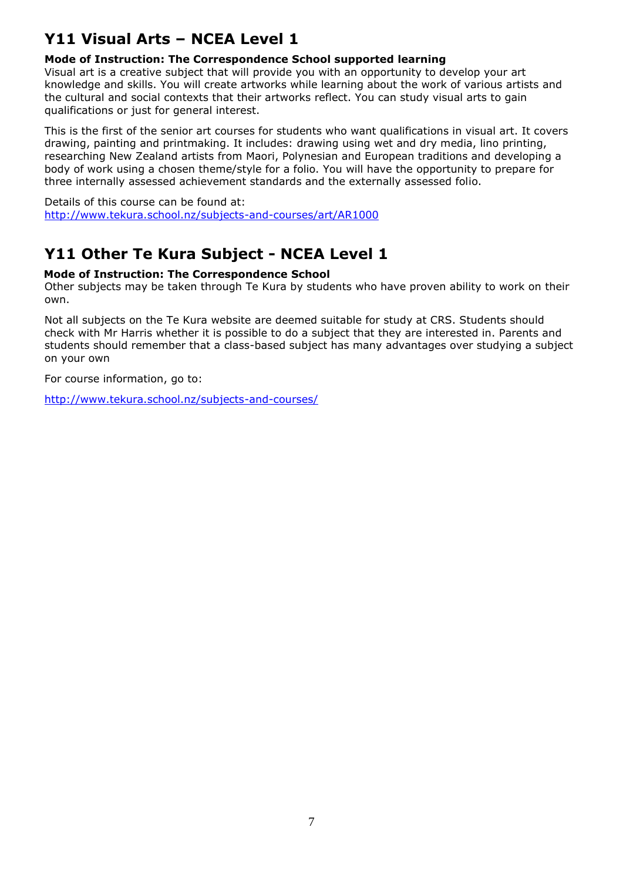## Y11 Visual Arts – NCEA Level 1

**Mode of Instruction: The Correspondence School supported learning**

Visual art is a creative subject that will provide you with an opportunity to develop your art knowledge and skills. You will create artworks while learning about the work of various artists and the cultural and social contexts that their artworks reflect. You can study visual arts to gain qualifications or just for general interest.

This is the first of the senior art courses for students who want qualifications in visual art. It covers drawing, painting and printmaking. It includes: drawing using wet and dry media, lino printing, researching New Zealand artists from Maori, Polynesian and European traditions and developing a body of work using a chosen theme/style for a folio. You will have the opportunity to prepare for three internally assessed achievement standards and the externally assessed folio.

Details of this course can be found at:
http://www.tekura.school.nz/subjects-and-courses/art/AR1000

## Y11 Other Te Kura Subject - NCEA Level 1

**Mode of Instruction: The Correspondence School**

Other subjects may be taken through Te Kura by students who have proven ability to work on their own.

Not all subjects on the Te Kura website are deemed suitable for study at CRS. Students should check with Mr Harris whether it is possible to do a subject that they are interested in. Parents and students should remember that a class-based subject has many advantages over studying a subject on your own

For course information, go to:

http://www.tekura.school.nz/subjects-and-courses/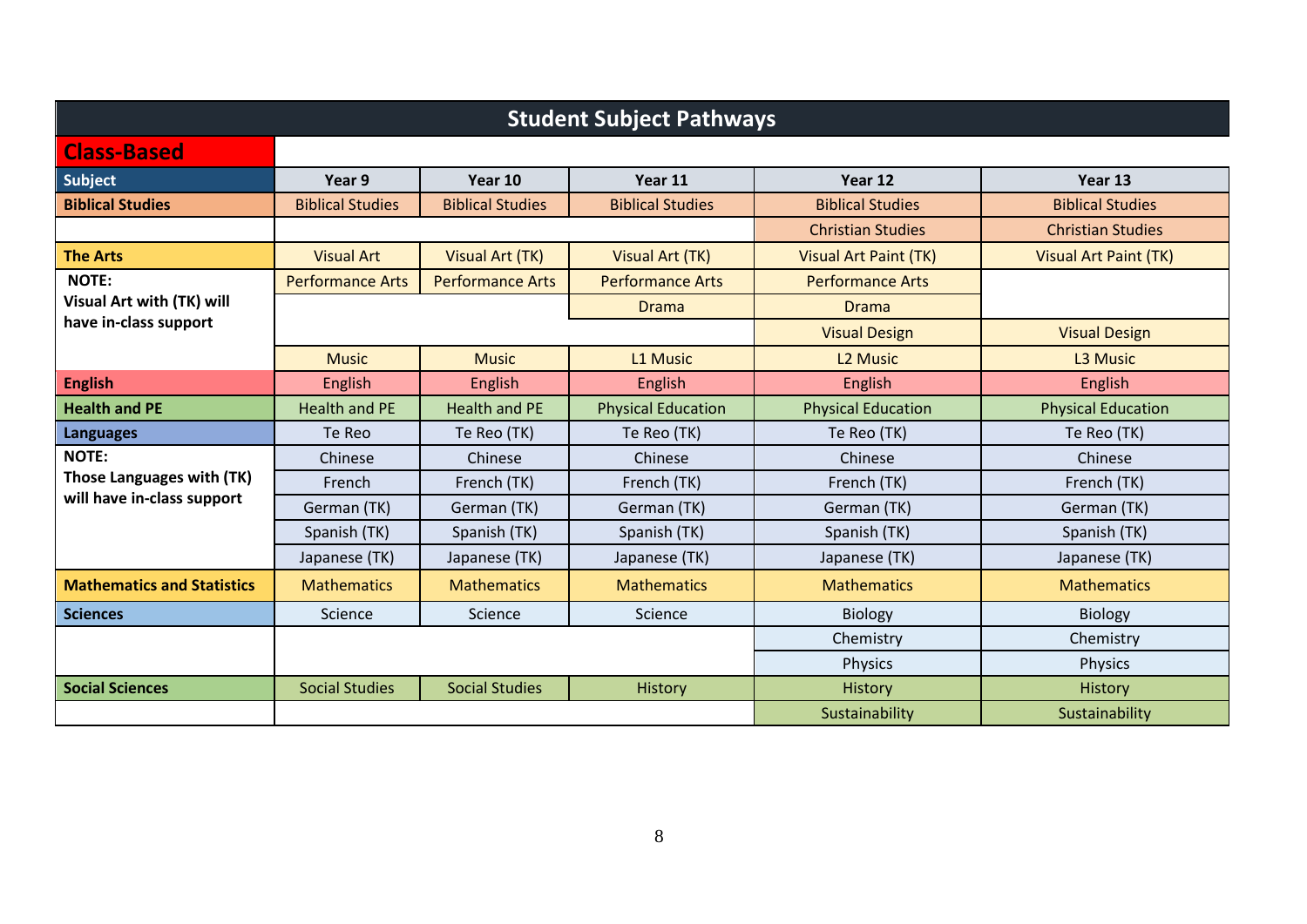# Student Subject Pathways

## Class-Based

| Subject | Year 9 | Year 10 | Year 11 | Year 12 | Year 13 |
|---|---|---|---|---|---|
| **Biblical Studies** | Biblical Studies | Biblical Studies | Biblical Studies | Biblical Studies | Biblical Studies |
| | | | | Christian Studies | Christian Studies |
| **The Arts** | Visual Art | Visual Art (TK) | Visual Art (TK) | Visual Art Paint (TK) | Visual Art Paint (TK) |
| **NOTE: Visual Art with (TK) will have in-class support** | Performance Arts | Performance Arts | Performance Arts | Performance Arts | |
| | | | Drama | Drama | |
| | | | | Visual Design | Visual Design |
| | Music | Music | L1 Music | L2 Music | L3 Music |
| **English** | English | English | English | English | English |
| **Health and PE** | Health and PE | Health and PE | Physical Education | Physical Education | Physical Education |
| **Languages** | Te Reo | Te Reo (TK) | Te Reo (TK) | Te Reo (TK) | Te Reo (TK) |
| **NOTE: Those Languages with (TK) will have in-class support** | Chinese | Chinese | Chinese | Chinese | Chinese |
| | French | French (TK) | French (TK) | French (TK) | French (TK) |
| | German (TK) | German (TK) | German (TK) | German (TK) | German (TK) |
| | Spanish (TK) | Spanish (TK) | Spanish (TK) | Spanish (TK) | Spanish (TK) |
| | Japanese (TK) | Japanese (TK) | Japanese (TK) | Japanese (TK) | Japanese (TK) |
| **Mathematics and Statistics** | Mathematics | Mathematics | Mathematics | Mathematics | Mathematics |
| **Sciences** | Science | Science | Science | Biology | Biology |
| | | | | Chemistry | Chemistry |
| | | | | Physics | Physics |
| **Social Sciences** | Social Studies | Social Studies | History | History | History |
| | | | | Sustainability | Sustainability |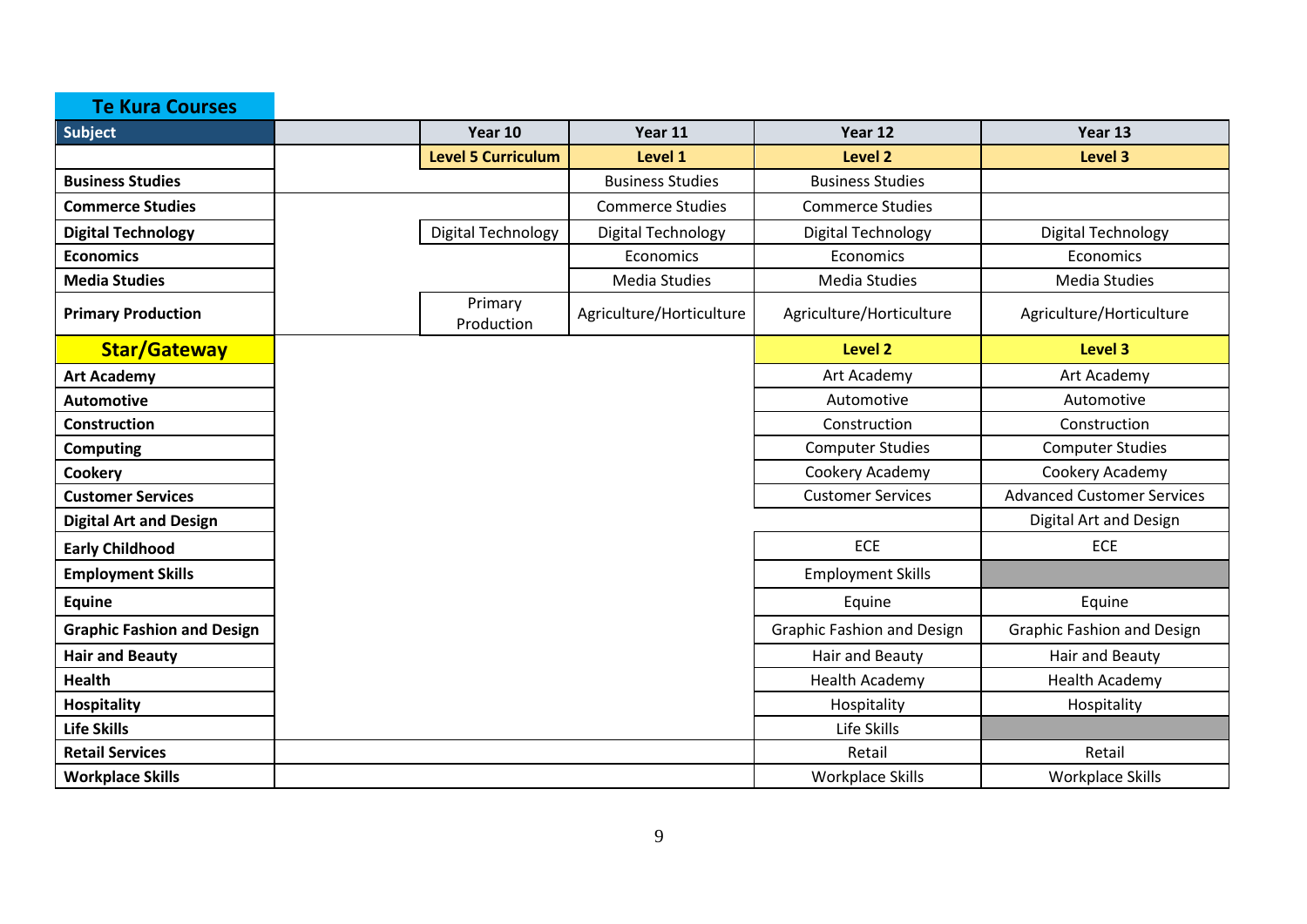| Te Kura Courses | | | | | |
|---|---|---|---|---|---|
| **Subject** | | Year 10 | Year 11 | Year 12 | Year 13 |
| | | **Level 5 Curriculum** | **Level 1** | **Level 2** | **Level 3** |
| **Business Studies** | | | Business Studies | Business Studies | |
| **Commerce Studies** | | | Commerce Studies | Commerce Studies | |
| **Digital Technology** | | Digital Technology | Digital Technology | Digital Technology | Digital Technology |
| **Economics** | | | Economics | Economics | Economics |
| **Media Studies** | | | Media Studies | Media Studies | Media Studies |
| **Primary Production** | | Primary Production | Agriculture/Horticulture | Agriculture/Horticulture | Agriculture/Horticulture |
| **Star/Gateway** | | | | **Level 2** | **Level 3** |
| **Art Academy** | | | | Art Academy | Art Academy |
| **Automotive** | | | | Automotive | Automotive |
| **Construction** | | | | Construction | Construction |
| **Computing** | | | | Computer Studies | Computer Studies |
| **Cookery** | | | | Cookery Academy | Cookery Academy |
| **Customer Services** | | | | Customer Services | Advanced Customer Services |
| **Digital Art and Design** | | | | | Digital Art and Design |
| **Early Childhood** | | | | ECE | ECE |
| **Employment Skills** | | | | Employment Skills | |
| **Equine** | | | | Equine | Equine |
| **Graphic Fashion and Design** | | | | Graphic Fashion and Design | Graphic Fashion and Design |
| **Hair and Beauty** | | | | Hair and Beauty | Hair and Beauty |
| **Health** | | | | Health Academy | Health Academy |
| **Hospitality** | | | | Hospitality | Hospitality |
| **Life Skills** | | | | Life Skills | |
| **Retail Services** | | | | Retail | Retail |
| **Workplace Skills** | | | | Workplace Skills | Workplace Skills |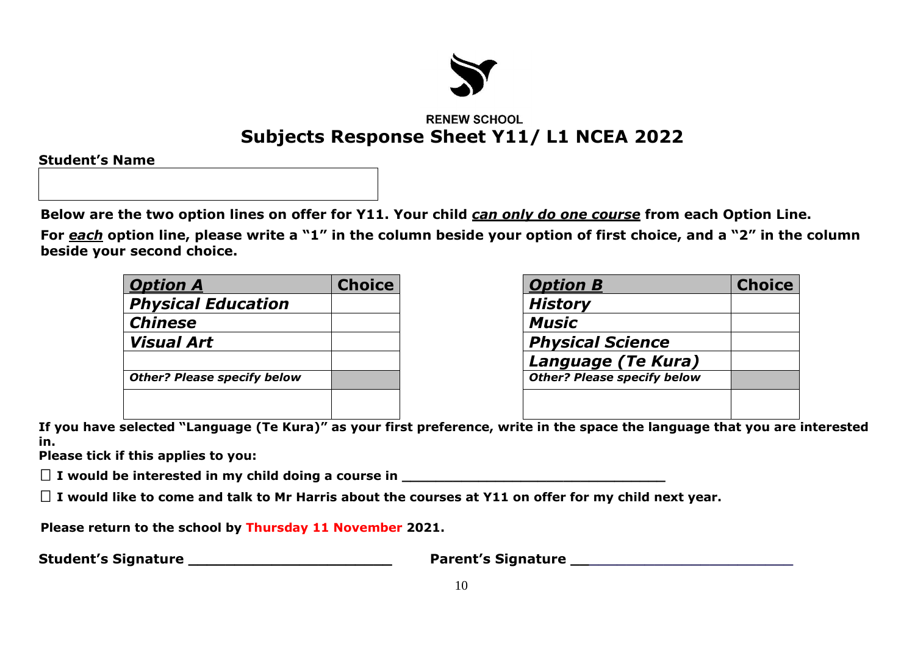RENEW SCHOOL

# Subjects Response Sheet Y11/ L1 NCEA 2022

**Student's Name**

**Below are the two option lines on offer for Y11. Your child *can only do one course* from each Option Line.**

**For *each* option line, please write a "1" in the column beside your option of first choice, and a "2" in the column beside your second choice.**

| ***Option A*** | **Choice** |
|---|---|
| ***Physical Education*** | |
| ***Chinese*** | |
| ***Visual Art*** | |
| | |
| ***Other? Please specify below*** | |
| | |

| ***Option B*** | **Choice** |
|---|---|
| ***History*** | |
| ***Music*** | |
| ***Physical Science*** | |
| ***Language (Te Kura)*** | |
| ***Other? Please specify below*** | |
| | |

**If you have selected "Language (Te Kura)" as your first preference, write in the space the language that you are interested in.**

**Please tick if this applies to you:**

☐ **I would be interested in my child doing a course in ______________________________**

☐ **I would like to come and talk to Mr Harris about the courses at Y11 on offer for my child next year.**

**Please return to the school by Thursday 11 November 2021.**

**Student's Signature _______________________** **Parent's Signature _________________________**